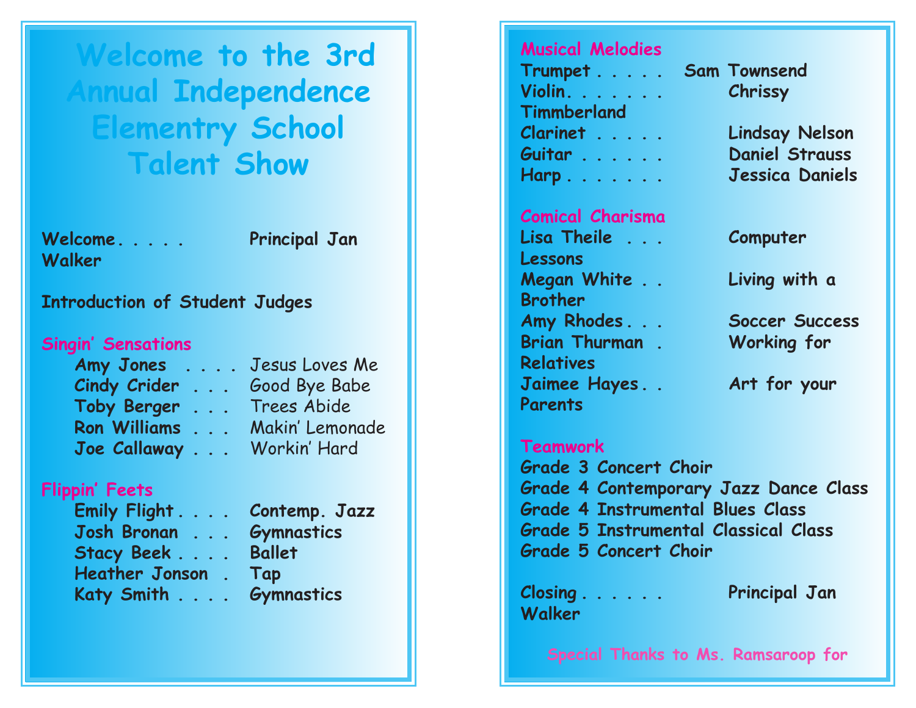# Welcome to the 3rd Annual Independence Elementry School Talent Show

Welcome. . . . . Principal Jan Walker

Introduction of Student Judges

## Singin' Sensations

- Amy Jones . . . . Jesus Loves Me
- Cindy Crider . . . Good Bye Babe
- Toby Berger . . . Trees Abide
- Ron Williams . . . Makin' Lemonade
- Joe Callaway . . . Workin' Hard

## Flippin' Feets

- Emily Flight . . . . Contemp. Jazz
- Josh Bronan . . . Gymnastics
- Stacy Beek . . . . Ballet
- Heather Jonson . Tap
- Katy Smith . . . . Gymnastics

## Musical Melodies

Trumpet . . . . . Sam Townsend
Violin. . . . . . . Chrissy Timmberland
Clarinet . . . . . Lindsay Nelson
Guitar . . . . . . Daniel Strauss
Harp . . . . . . . Jessica Daniels

## Comical Charisma

Lisa Theile . . . Computer Lessons
Megan White . . Living with a Brother
Amy Rhodes . . . Soccer Success
Brian Thurman . Working for Relatives
Jaimee Hayes . . Art for your Parents

## Teamwork

Grade 3 Concert Choir
Grade 4 Contemporary Jazz Dance Class
Grade 4 Instrumental Blues Class
Grade 5 Instrumental Classical Class
Grade 5 Concert Choir

Closing . . . . . . Principal Jan Walker

Special Thanks to Ms. Ramsaroop for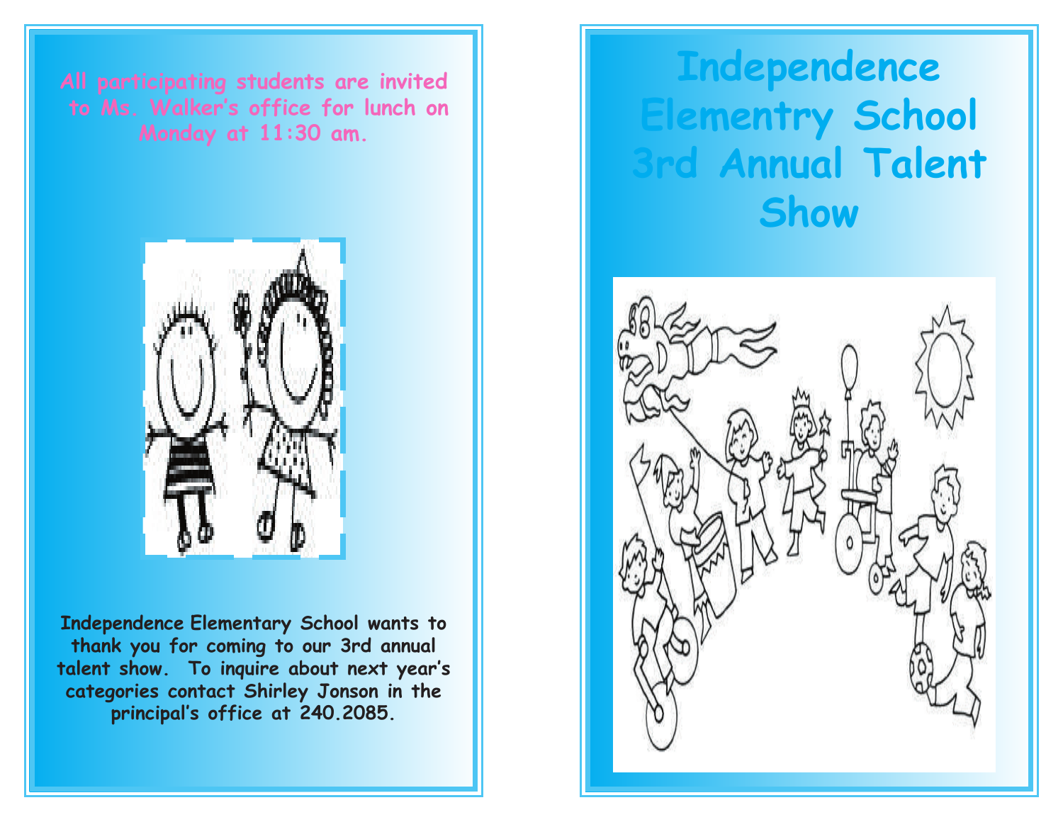All participating students are invited to Ms. Walker's office for lunch on Monday at 11:30 am.

**Independence Elementary School wants to thank you for coming to our 3rd annual talent show. To inquire about next year's categories contact Shirley Jonson in the principal's office at 240.2085.**

# Independence Elementry School 3rd Annual Talent Show